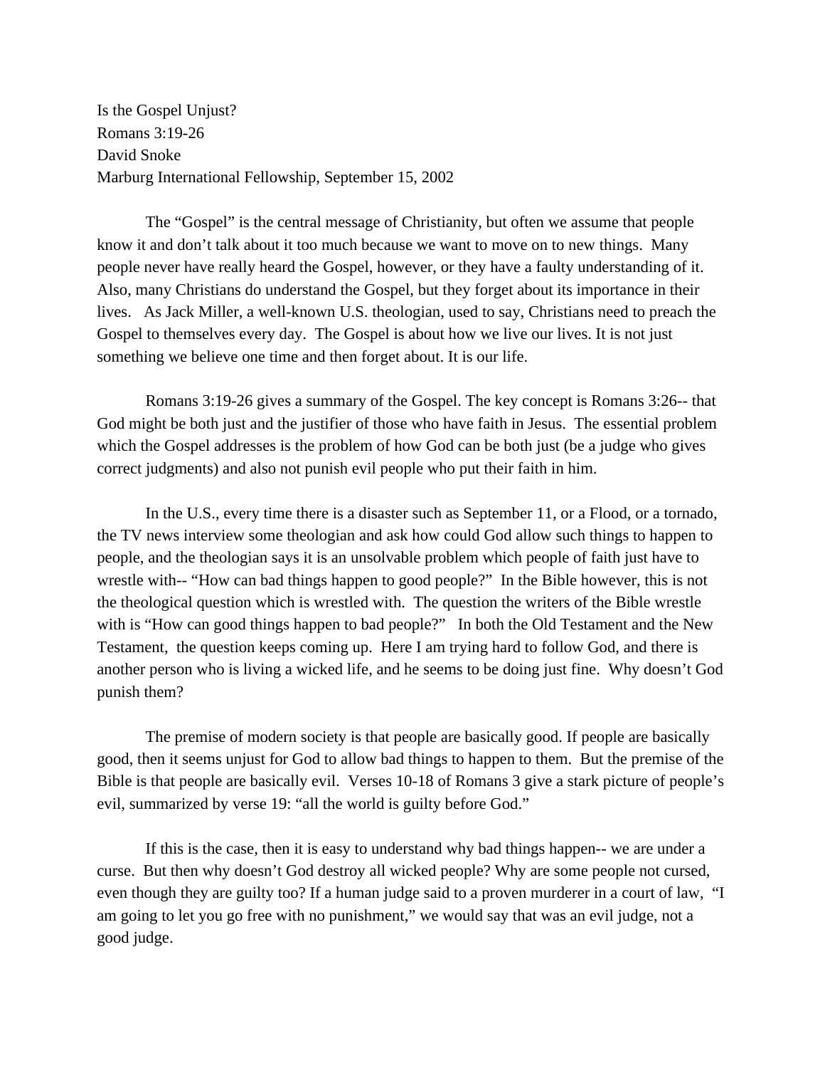Is the Gospel Unjust?
Romans 3:19-26
David Snoke
Marburg International Fellowship, September 15, 2002

The "Gospel" is the central message of Christianity, but often we assume that people know it and don't talk about it too much because we want to move on to new things. Many people never have really heard the Gospel, however, or they have a faulty understanding of it. Also, many Christians do understand the Gospel, but they forget about its importance in their lives. As Jack Miller, a well-known U.S. theologian, used to say, Christians need to preach the Gospel to themselves every day. The Gospel is about how we live our lives. It is not just something we believe one time and then forget about. It is our life.

Romans 3:19-26 gives a summary of the Gospel. The key concept is Romans 3:26-- that God might be both just and the justifier of those who have faith in Jesus. The essential problem which the Gospel addresses is the problem of how God can be both just (be a judge who gives correct judgments) and also not punish evil people who put their faith in him.

In the U.S., every time there is a disaster such as September 11, or a Flood, or a tornado, the TV news interview some theologian and ask how could God allow such things to happen to people, and the theologian says it is an unsolvable problem which people of faith just have to wrestle with-- "How can bad things happen to good people?" In the Bible however, this is not the theological question which is wrestled with. The question the writers of the Bible wrestle with is "How can good things happen to bad people?" In both the Old Testament and the New Testament, the question keeps coming up. Here I am trying hard to follow God, and there is another person who is living a wicked life, and he seems to be doing just fine. Why doesn't God punish them?

The premise of modern society is that people are basically good. If people are basically good, then it seems unjust for God to allow bad things to happen to them. But the premise of the Bible is that people are basically evil. Verses 10-18 of Romans 3 give a stark picture of people's evil, summarized by verse 19: "all the world is guilty before God."

If this is the case, then it is easy to understand why bad things happen-- we are under a curse. But then why doesn't God destroy all wicked people? Why are some people not cursed, even though they are guilty too? If a human judge said to a proven murderer in a court of law, "I am going to let you go free with no punishment," we would say that was an evil judge, not a good judge.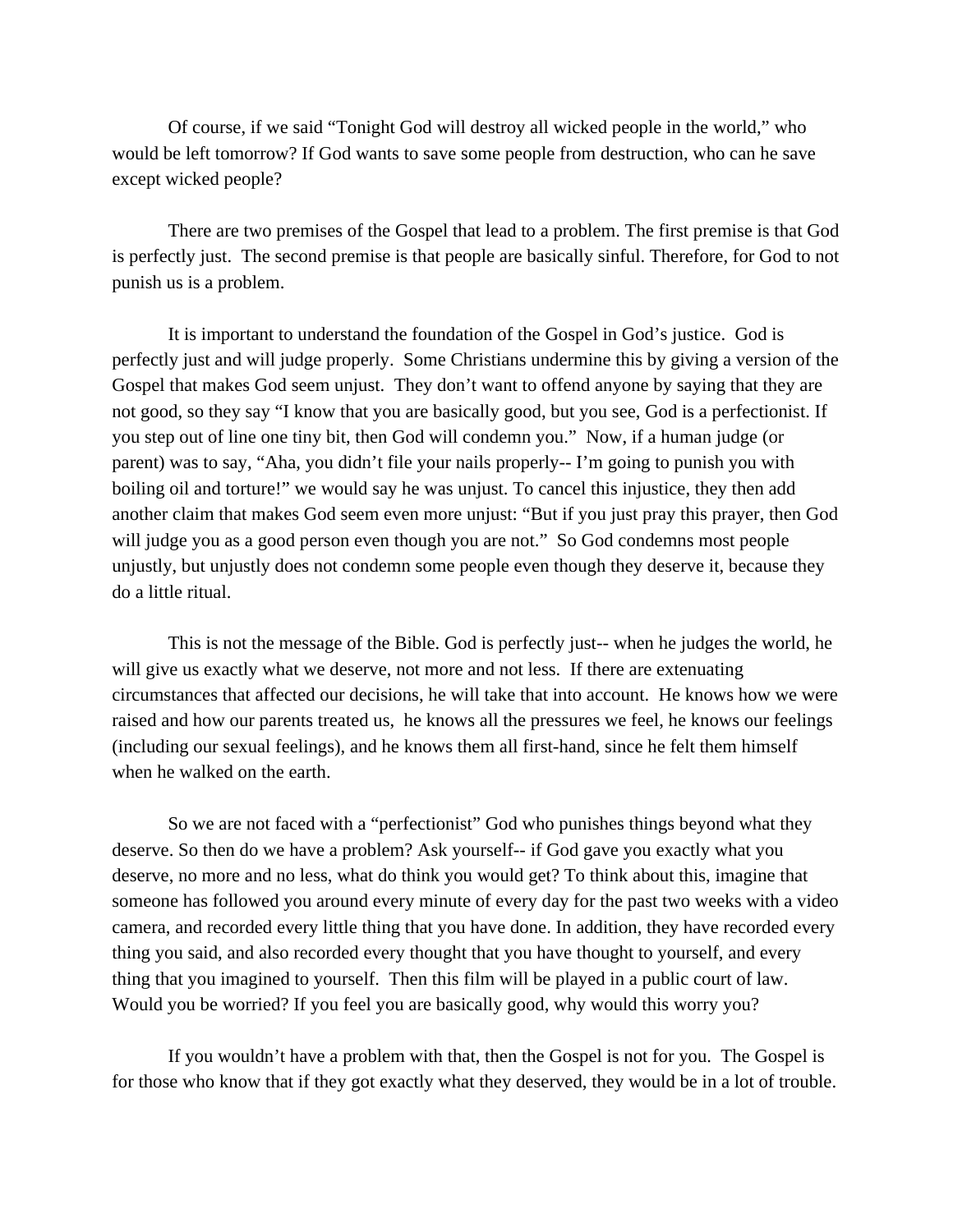Of course, if we said “Tonight God will destroy all wicked people in the world,” who would be left tomorrow? If God wants to save some people from destruction, who can he save except wicked people?

There are two premises of the Gospel that lead to a problem. The first premise is that God is perfectly just. The second premise is that people are basically sinful. Therefore, for God to not punish us is a problem.

It is important to understand the foundation of the Gospel in God’s justice. God is perfectly just and will judge properly. Some Christians undermine this by giving a version of the Gospel that makes God seem unjust. They don’t want to offend anyone by saying that they are not good, so they say “I know that you are basically good, but you see, God is a perfectionist. If you step out of line one tiny bit, then God will condemn you.” Now, if a human judge (or parent) was to say, “Aha, you didn’t file your nails properly-- I’m going to punish you with boiling oil and torture!” we would say he was unjust. To cancel this injustice, they then add another claim that makes God seem even more unjust: “But if you just pray this prayer, then God will judge you as a good person even though you are not.” So God condemns most people unjustly, but unjustly does not condemn some people even though they deserve it, because they do a little ritual.

This is not the message of the Bible. God is perfectly just-- when he judges the world, he will give us exactly what we deserve, not more and not less. If there are extenuating circumstances that affected our decisions, he will take that into account. He knows how we were raised and how our parents treated us, he knows all the pressures we feel, he knows our feelings (including our sexual feelings), and he knows them all first-hand, since he felt them himself when he walked on the earth.

So we are not faced with a “perfectionist” God who punishes things beyond what they deserve. So then do we have a problem? Ask yourself-- if God gave you exactly what you deserve, no more and no less, what do think you would get? To think about this, imagine that someone has followed you around every minute of every day for the past two weeks with a video camera, and recorded every little thing that you have done. In addition, they have recorded every thing you said, and also recorded every thought that you have thought to yourself, and every thing that you imagined to yourself. Then this film will be played in a public court of law. Would you be worried? If you feel you are basically good, why would this worry you?

If you wouldn’t have a problem with that, then the Gospel is not for you. The Gospel is for those who know that if they got exactly what they deserved, they would be in a lot of trouble.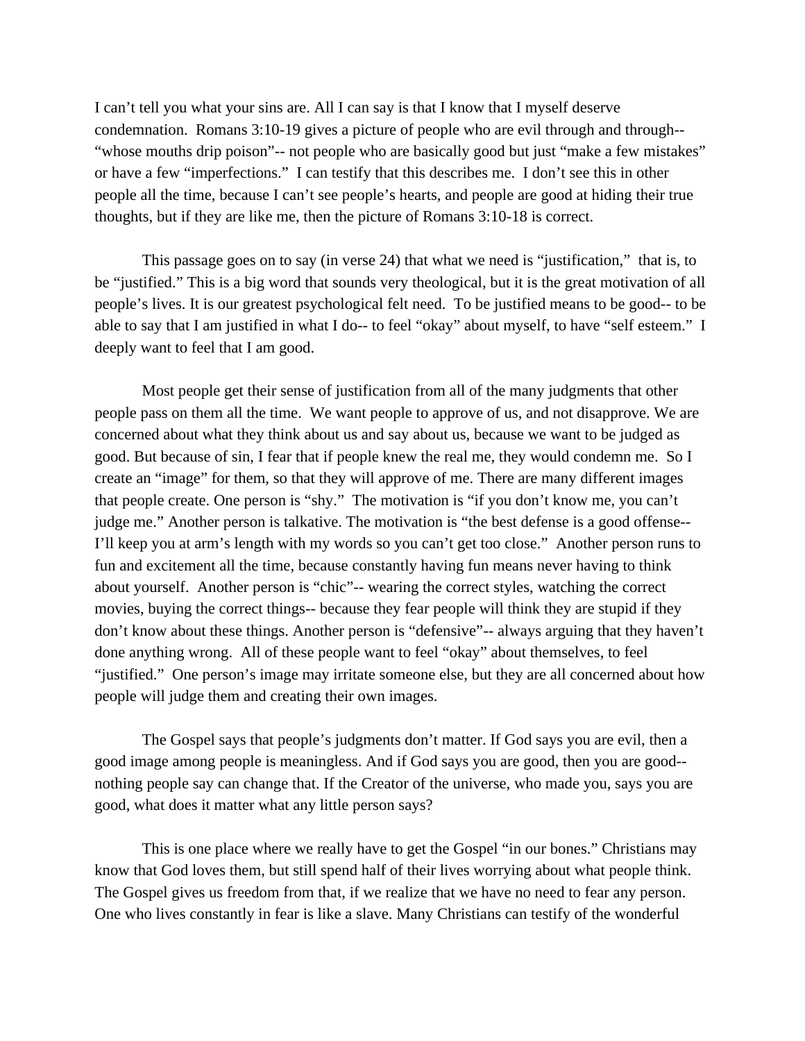I can't tell you what your sins are. All I can say is that I know that I myself deserve condemnation. Romans 3:10-19 gives a picture of people who are evil through and through-- "whose mouths drip poison"-- not people who are basically good but just "make a few mistakes" or have a few "imperfections." I can testify that this describes me. I don't see this in other people all the time, because I can't see people's hearts, and people are good at hiding their true thoughts, but if they are like me, then the picture of Romans 3:10-18 is correct.

This passage goes on to say (in verse 24) that what we need is "justification," that is, to be "justified." This is a big word that sounds very theological, but it is the great motivation of all people's lives. It is our greatest psychological felt need. To be justified means to be good-- to be able to say that I am justified in what I do-- to feel "okay" about myself, to have "self esteem." I deeply want to feel that I am good.

Most people get their sense of justification from all of the many judgments that other people pass on them all the time. We want people to approve of us, and not disapprove. We are concerned about what they think about us and say about us, because we want to be judged as good. But because of sin, I fear that if people knew the real me, they would condemn me. So I create an "image" for them, so that they will approve of me. There are many different images that people create. One person is "shy." The motivation is "if you don't know me, you can't judge me." Another person is talkative. The motivation is "the best defense is a good offense-- I'll keep you at arm's length with my words so you can't get too close." Another person runs to fun and excitement all the time, because constantly having fun means never having to think about yourself. Another person is "chic"-- wearing the correct styles, watching the correct movies, buying the correct things-- because they fear people will think they are stupid if they don't know about these things. Another person is "defensive"-- always arguing that they haven't done anything wrong. All of these people want to feel "okay" about themselves, to feel "justified." One person's image may irritate someone else, but they are all concerned about how people will judge them and creating their own images.

The Gospel says that people's judgments don't matter. If God says you are evil, then a good image among people is meaningless. And if God says you are good, then you are good-- nothing people say can change that. If the Creator of the universe, who made you, says you are good, what does it matter what any little person says?

This is one place where we really have to get the Gospel "in our bones." Christians may know that God loves them, but still spend half of their lives worrying about what people think. The Gospel gives us freedom from that, if we realize that we have no need to fear any person. One who lives constantly in fear is like a slave. Many Christians can testify of the wonderful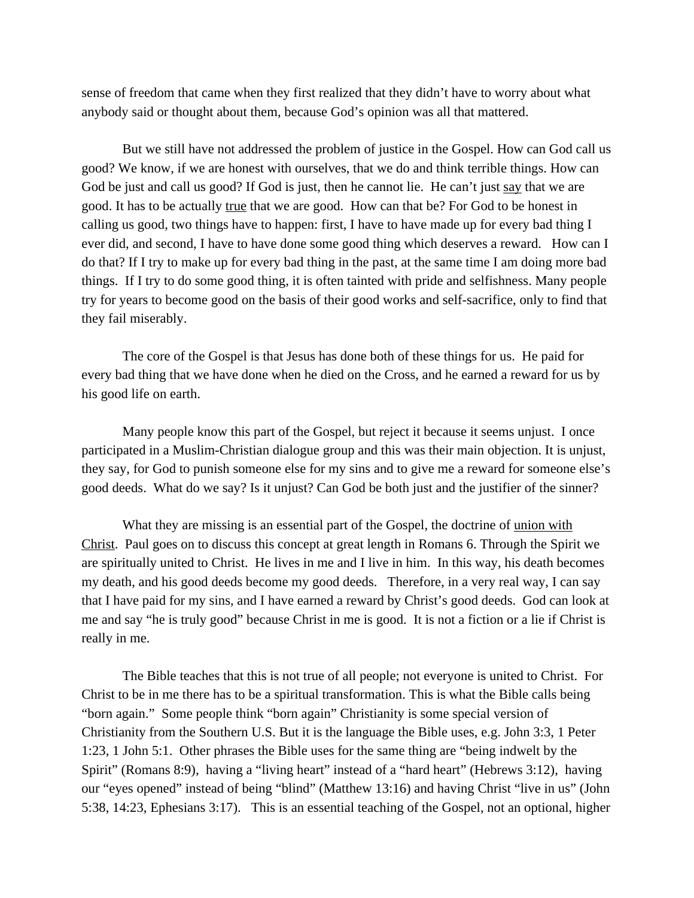sense of freedom that came when they first realized that they didn't have to worry about what anybody said or thought about them, because God's opinion was all that mattered.

But we still have not addressed the problem of justice in the Gospel. How can God call us good? We know, if we are honest with ourselves, that we do and think terrible things. How can God be just and call us good? If God is just, then he cannot lie. He can't just <u>say</u> that we are good. It has to be actually <u>true</u> that we are good. How can that be? For God to be honest in calling us good, two things have to happen: first, I have to have made up for every bad thing I ever did, and second, I have to have done some good thing which deserves a reward. How can I do that? If I try to make up for every bad thing in the past, at the same time I am doing more bad things. If I try to do some good thing, it is often tainted with pride and selfishness. Many people try for years to become good on the basis of their good works and self-sacrifice, only to find that they fail miserably.

The core of the Gospel is that Jesus has done both of these things for us. He paid for every bad thing that we have done when he died on the Cross, and he earned a reward for us by his good life on earth.

Many people know this part of the Gospel, but reject it because it seems unjust. I once participated in a Muslim-Christian dialogue group and this was their main objection. It is unjust, they say, for God to punish someone else for my sins and to give me a reward for someone else's good deeds. What do we say? Is it unjust? Can God be both just and the justifier of the sinner?

What they are missing is an essential part of the Gospel, the doctrine of <u>union with Christ</u>. Paul goes on to discuss this concept at great length in Romans 6. Through the Spirit we are spiritually united to Christ. He lives in me and I live in him. In this way, his death becomes my death, and his good deeds become my good deeds. Therefore, in a very real way, I can say that I have paid for my sins, and I have earned a reward by Christ's good deeds. God can look at me and say "he is truly good" because Christ in me is good. It is not a fiction or a lie if Christ is really in me.

The Bible teaches that this is not true of all people; not everyone is united to Christ. For Christ to be in me there has to be a spiritual transformation. This is what the Bible calls being "born again." Some people think "born again" Christianity is some special version of Christianity from the Southern U.S. But it is the language the Bible uses, e.g. John 3:3, 1 Peter 1:23, 1 John 5:1. Other phrases the Bible uses for the same thing are "being indwelt by the Spirit" (Romans 8:9), having a "living heart" instead of a "hard heart" (Hebrews 3:12), having our "eyes opened" instead of being "blind" (Matthew 13:16) and having Christ "live in us" (John 5:38, 14:23, Ephesians 3:17). This is an essential teaching of the Gospel, not an optional, higher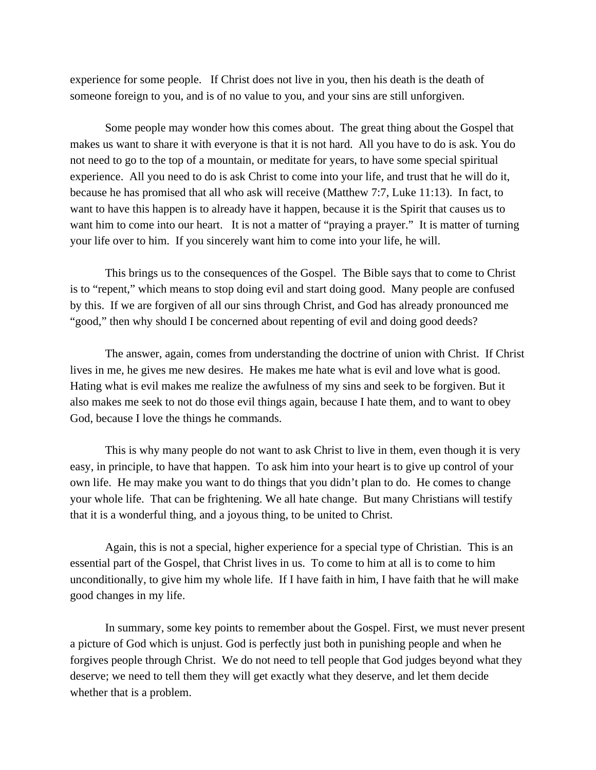experience for some people. If Christ does not live in you, then his death is the death of someone foreign to you, and is of no value to you, and your sins are still unforgiven.

Some people may wonder how this comes about. The great thing about the Gospel that makes us want to share it with everyone is that it is not hard. All you have to do is ask. You do not need to go to the top of a mountain, or meditate for years, to have some special spiritual experience. All you need to do is ask Christ to come into your life, and trust that he will do it, because he has promised that all who ask will receive (Matthew 7:7, Luke 11:13). In fact, to want to have this happen is to already have it happen, because it is the Spirit that causes us to want him to come into our heart. It is not a matter of "praying a prayer." It is matter of turning your life over to him. If you sincerely want him to come into your life, he will.

This brings us to the consequences of the Gospel. The Bible says that to come to Christ is to "repent," which means to stop doing evil and start doing good. Many people are confused by this. If we are forgiven of all our sins through Christ, and God has already pronounced me "good," then why should I be concerned about repenting of evil and doing good deeds?

The answer, again, comes from understanding the doctrine of union with Christ. If Christ lives in me, he gives me new desires. He makes me hate what is evil and love what is good. Hating what is evil makes me realize the awfulness of my sins and seek to be forgiven. But it also makes me seek to not do those evil things again, because I hate them, and to want to obey God, because I love the things he commands.

This is why many people do not want to ask Christ to live in them, even though it is very easy, in principle, to have that happen. To ask him into your heart is to give up control of your own life. He may make you want to do things that you didn't plan to do. He comes to change your whole life. That can be frightening. We all hate change. But many Christians will testify that it is a wonderful thing, and a joyous thing, to be united to Christ.

Again, this is not a special, higher experience for a special type of Christian. This is an essential part of the Gospel, that Christ lives in us. To come to him at all is to come to him unconditionally, to give him my whole life. If I have faith in him, I have faith that he will make good changes in my life.

In summary, some key points to remember about the Gospel. First, we must never present a picture of God which is unjust. God is perfectly just both in punishing people and when he forgives people through Christ. We do not need to tell people that God judges beyond what they deserve; we need to tell them they will get exactly what they deserve, and let them decide whether that is a problem.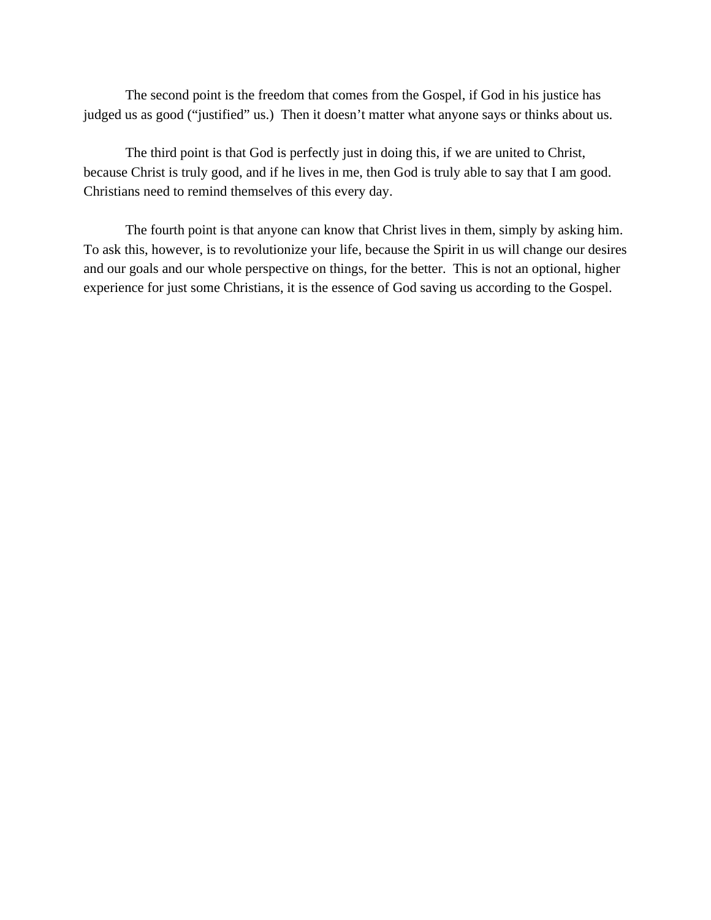The second point is the freedom that comes from the Gospel, if God in his justice has judged us as good ("justified" us.)  Then it doesn't matter what anyone says or thinks about us.

The third point is that God is perfectly just in doing this, if we are united to Christ, because Christ is truly good, and if he lives in me, then God is truly able to say that I am good. Christians need to remind themselves of this every day.

The fourth point is that anyone can know that Christ lives in them, simply by asking him. To ask this, however, is to revolutionize your life, because the Spirit in us will change our desires and our goals and our whole perspective on things, for the better.  This is not an optional, higher experience for just some Christians, it is the essence of God saving us according to the Gospel.